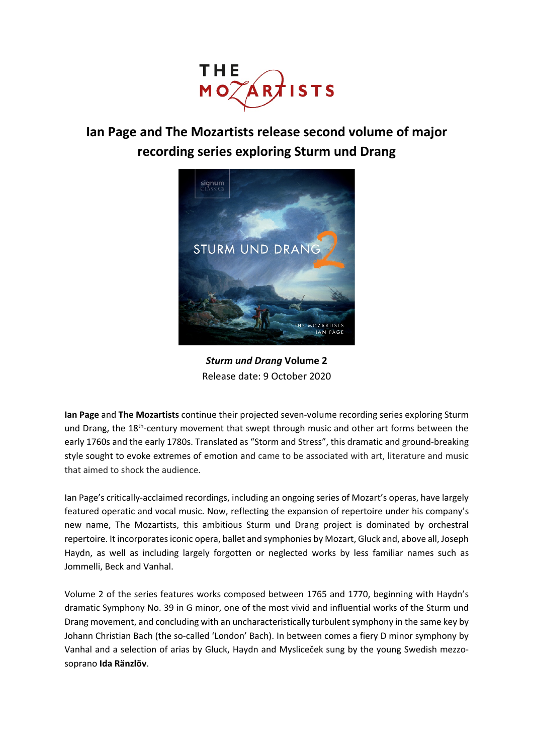THE MOZARTISTS

# Ian Page and The Mozartists release second volume of major recording series exploring Sturm und Drang

***Sturm und Drang* Volume 2**
Release date: 9 October 2020

**Ian Page** and **The Mozartists** continue their projected seven-volume recording series exploring Sturm und Drang, the 18th-century movement that swept through music and other art forms between the early 1760s and the early 1780s. Translated as "Storm and Stress", this dramatic and ground-breaking style sought to evoke extremes of emotion and came to be associated with art, literature and music that aimed to shock the audience.

Ian Page's critically-acclaimed recordings, including an ongoing series of Mozart's operas, have largely featured operatic and vocal music. Now, reflecting the expansion of repertoire under his company's new name, The Mozartists, this ambitious Sturm und Drang project is dominated by orchestral repertoire. It incorporates iconic opera, ballet and symphonies by Mozart, Gluck and, above all, Joseph Haydn, as well as including largely forgotten or neglected works by less familiar names such as Jommelli, Beck and Vanhal.

Volume 2 of the series features works composed between 1765 and 1770, beginning with Haydn's dramatic Symphony No. 39 in G minor, one of the most vivid and influential works of the Sturm und Drang movement, and concluding with an uncharacteristically turbulent symphony in the same key by Johann Christian Bach (the so-called 'London' Bach). In between comes a fiery D minor symphony by Vanhal and a selection of arias by Gluck, Haydn and Mysliceček sung by the young Swedish mezzo-soprano **Ida Ränzlöv**.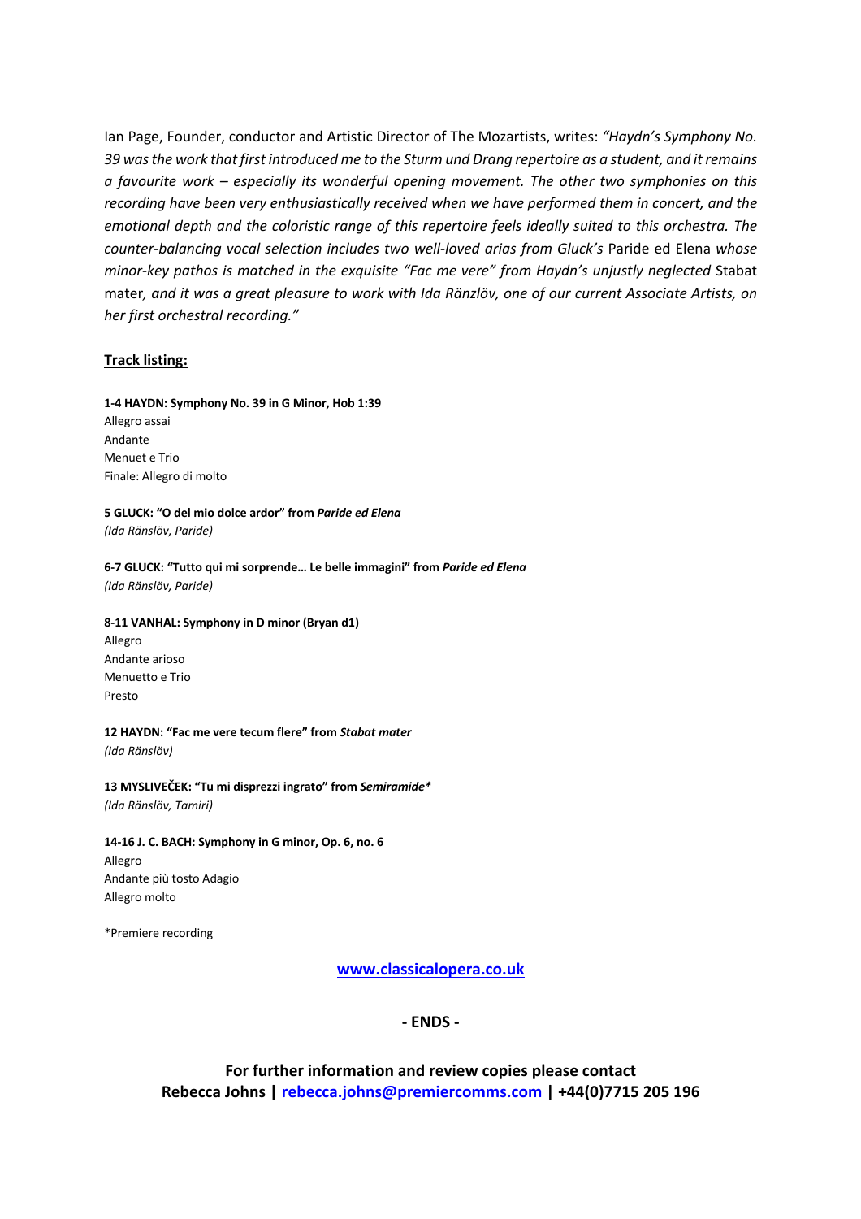Ian Page, Founder, conductor and Artistic Director of The Mozartists, writes: *"Haydn's Symphony No. 39 was the work that first introduced me to the Sturm und Drang repertoire as a student, and it remains a favourite work – especially its wonderful opening movement. The other two symphonies on this recording have been very enthusiastically received when we have performed them in concert, and the emotional depth and the coloristic range of this repertoire feels ideally suited to this orchestra. The counter-balancing vocal selection includes two well-loved arias from Gluck's* Paride ed Elena *whose minor-key pathos is matched in the exquisite "Fac me vere" from Haydn's unjustly neglected* Stabat mater*, and it was a great pleasure to work with Ida Ränzlöv, one of our current Associate Artists, on her first orchestral recording."*

**Track listing:**

**1-4 HAYDN: Symphony No. 39 in G Minor, Hob 1:39**
Allegro assai
Andante
Menuet e Trio
Finale: Allegro di molto

**5 GLUCK: "O del mio dolce ardor" from *Paride ed Elena***
*(Ida Ränslöv, Paride)*

**6-7 GLUCK: "Tutto qui mi sorprende… Le belle immagini" from *Paride ed Elena***
*(Ida Ränslöv, Paride)*

**8-11 VANHAL: Symphony in D minor (Bryan d1)**
Allegro
Andante arioso
Menuetto e Trio
Presto

**12 HAYDN: "Fac me vere tecum flere" from *Stabat mater***
*(Ida Ränslöv)*

**13 MYSLIVEČEK: "Tu mi disprezzi ingrato" from *Semiramide*\***
*(Ida Ränslöv, Tamiri)*

**14-16 J. C. BACH: Symphony in G minor, Op. 6, no. 6**
Allegro
Andante più tosto Adagio
Allegro molto

*Premiere recording

**[www.classicalopera.co.uk](http://www.classicalopera.co.uk)**

**- ENDS -**

**For further information and review copies please contact**
**Rebecca Johns | [rebecca.johns@premiercomms.com](mailto:rebecca.johns@premiercomms.com) | +44(0)7715 205 196**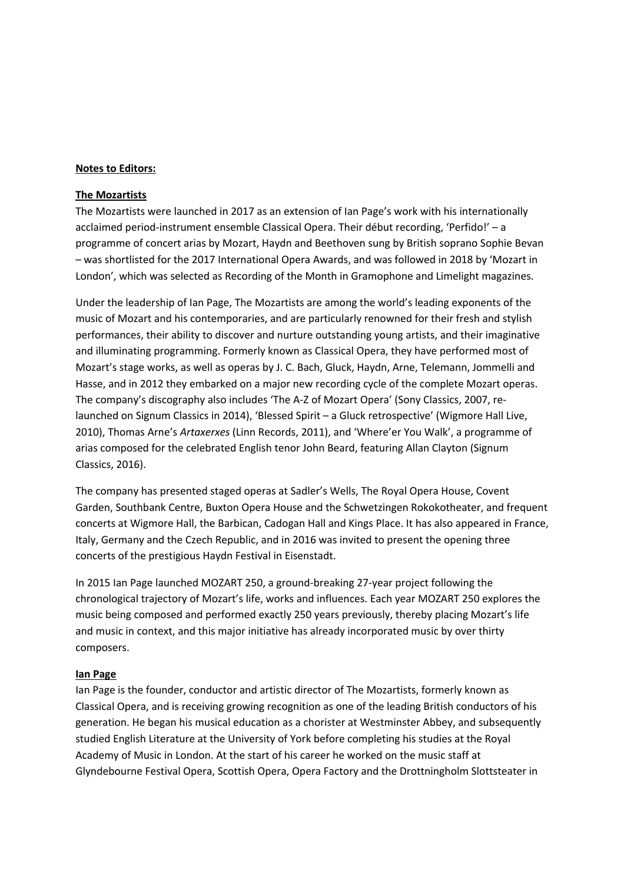**Notes to Editors:**

**The Mozartists**

The Mozartists were launched in 2017 as an extension of Ian Page's work with his internationally acclaimed period-instrument ensemble Classical Opera. Their début recording, 'Perfido!' – a programme of concert arias by Mozart, Haydn and Beethoven sung by British soprano Sophie Bevan – was shortlisted for the 2017 International Opera Awards, and was followed in 2018 by 'Mozart in London', which was selected as Recording of the Month in Gramophone and Limelight magazines.

Under the leadership of Ian Page, The Mozartists are among the world's leading exponents of the music of Mozart and his contemporaries, and are particularly renowned for their fresh and stylish performances, their ability to discover and nurture outstanding young artists, and their imaginative and illuminating programming. Formerly known as Classical Opera, they have performed most of Mozart's stage works, as well as operas by J. C. Bach, Gluck, Haydn, Arne, Telemann, Jommelli and Hasse, and in 2012 they embarked on a major new recording cycle of the complete Mozart operas. The company's discography also includes 'The A-Z of Mozart Opera' (Sony Classics, 2007, re-launched on Signum Classics in 2014), 'Blessed Spirit – a Gluck retrospective' (Wigmore Hall Live, 2010), Thomas Arne's *Artaxerxes* (Linn Records, 2011), and 'Where'er You Walk', a programme of arias composed for the celebrated English tenor John Beard, featuring Allan Clayton (Signum Classics, 2016).

The company has presented staged operas at Sadler's Wells, The Royal Opera House, Covent Garden, Southbank Centre, Buxton Opera House and the Schwetzingen Rokokotheater, and frequent concerts at Wigmore Hall, the Barbican, Cadogan Hall and Kings Place. It has also appeared in France, Italy, Germany and the Czech Republic, and in 2016 was invited to present the opening three concerts of the prestigious Haydn Festival in Eisenstadt.

In 2015 Ian Page launched MOZART 250, a ground-breaking 27-year project following the chronological trajectory of Mozart's life, works and influences. Each year MOZART 250 explores the music being composed and performed exactly 250 years previously, thereby placing Mozart's life and music in context, and this major initiative has already incorporated music by over thirty composers.

**Ian Page**

Ian Page is the founder, conductor and artistic director of The Mozartists, formerly known as Classical Opera, and is receiving growing recognition as one of the leading British conductors of his generation. He began his musical education as a chorister at Westminster Abbey, and subsequently studied English Literature at the University of York before completing his studies at the Royal Academy of Music in London. At the start of his career he worked on the music staff at Glyndebourne Festival Opera, Scottish Opera, Opera Factory and the Drottningholm Slottsteater in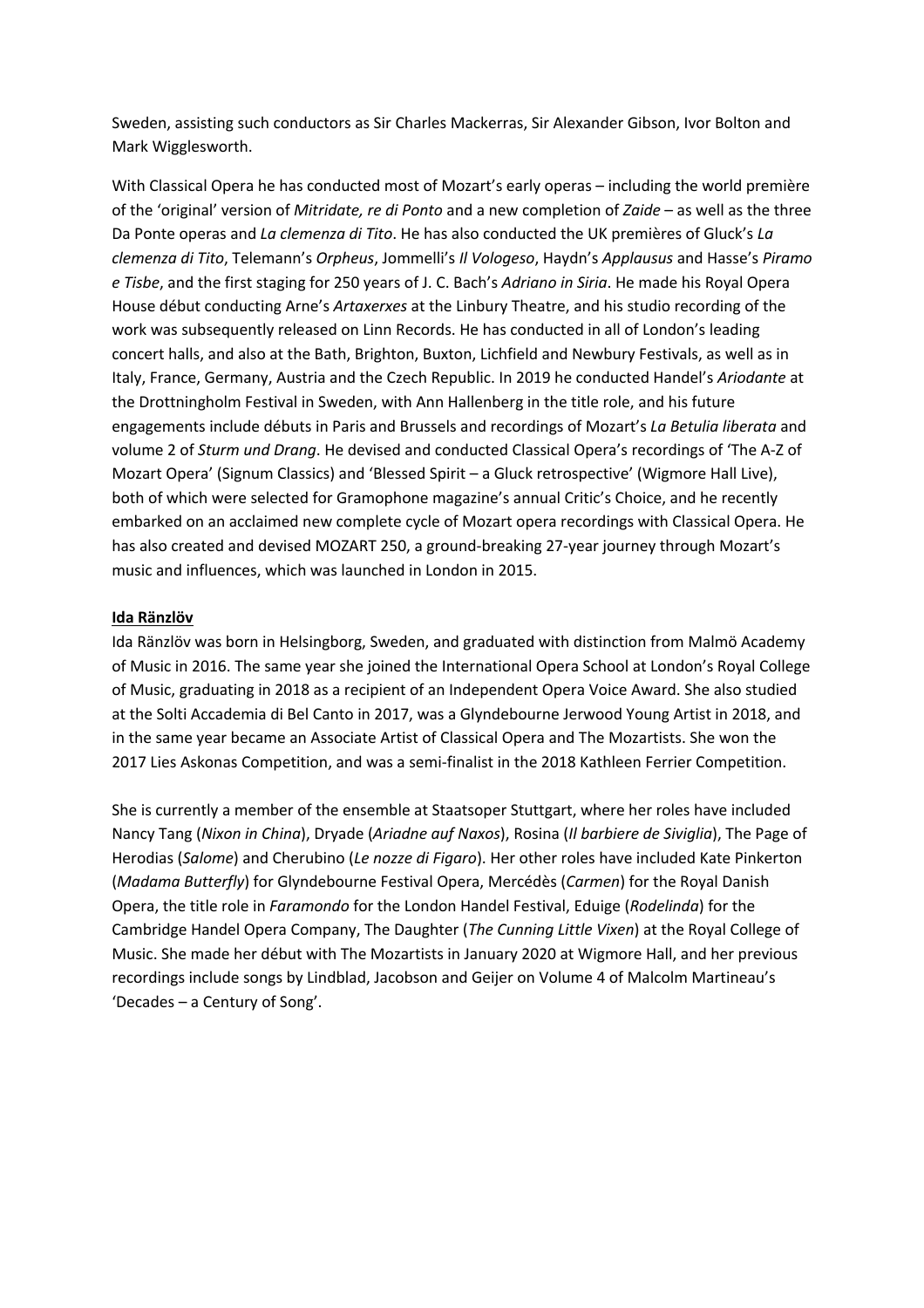Sweden, assisting such conductors as Sir Charles Mackerras, Sir Alexander Gibson, Ivor Bolton and Mark Wigglesworth.

With Classical Opera he has conducted most of Mozart's early operas – including the world première of the 'original' version of *Mitridate, re di Ponto* and a new completion of *Zaide* – as well as the three Da Ponte operas and *La clemenza di Tito*. He has also conducted the UK premières of Gluck's *La clemenza di Tito*, Telemann's *Orpheus*, Jommelli's *Il Vologeso*, Haydn's *Applausus* and Hasse's *Piramo e Tisbe*, and the first staging for 250 years of J. C. Bach's *Adriano in Siria*. He made his Royal Opera House début conducting Arne's *Artaxerxes* at the Linbury Theatre, and his studio recording of the work was subsequently released on Linn Records. He has conducted in all of London's leading concert halls, and also at the Bath, Brighton, Buxton, Lichfield and Newbury Festivals, as well as in Italy, France, Germany, Austria and the Czech Republic. In 2019 he conducted Handel's *Ariodante* at the Drottningholm Festival in Sweden, with Ann Hallenberg in the title role, and his future engagements include débuts in Paris and Brussels and recordings of Mozart's *La Betulia liberata* and volume 2 of *Sturm und Drang*. He devised and conducted Classical Opera's recordings of 'The A-Z of Mozart Opera' (Signum Classics) and 'Blessed Spirit – a Gluck retrospective' (Wigmore Hall Live), both of which were selected for Gramophone magazine's annual Critic's Choice, and he recently embarked on an acclaimed new complete cycle of Mozart opera recordings with Classical Opera. He has also created and devised MOZART 250, a ground-breaking 27-year journey through Mozart's music and influences, which was launched in London in 2015.

**Ida Ränzlöv**

Ida Ränzlöv was born in Helsingborg, Sweden, and graduated with distinction from Malmö Academy of Music in 2016. The same year she joined the International Opera School at London's Royal College of Music, graduating in 2018 as a recipient of an Independent Opera Voice Award. She also studied at the Solti Accademia di Bel Canto in 2017, was a Glyndebourne Jerwood Young Artist in 2018, and in the same year became an Associate Artist of Classical Opera and The Mozartists. She won the 2017 Lies Askonas Competition, and was a semi-finalist in the 2018 Kathleen Ferrier Competition.

She is currently a member of the ensemble at Staatsoper Stuttgart, where her roles have included Nancy Tang (*Nixon in China*), Dryade (*Ariadne auf Naxos*), Rosina (*Il barbiere de Siviglia*), The Page of Herodias (*Salome*) and Cherubino (*Le nozze di Figaro*). Her other roles have included Kate Pinkerton (*Madama Butterfly*) for Glyndebourne Festival Opera, Mercédès (*Carmen*) for the Royal Danish Opera, the title role in *Faramondo* for the London Handel Festival, Eduige (*Rodelinda*) for the Cambridge Handel Opera Company, The Daughter (*The Cunning Little Vixen*) at the Royal College of Music. She made her début with The Mozartists in January 2020 at Wigmore Hall, and her previous recordings include songs by Lindblad, Jacobson and Geijer on Volume 4 of Malcolm Martineau's 'Decades – a Century of Song'.